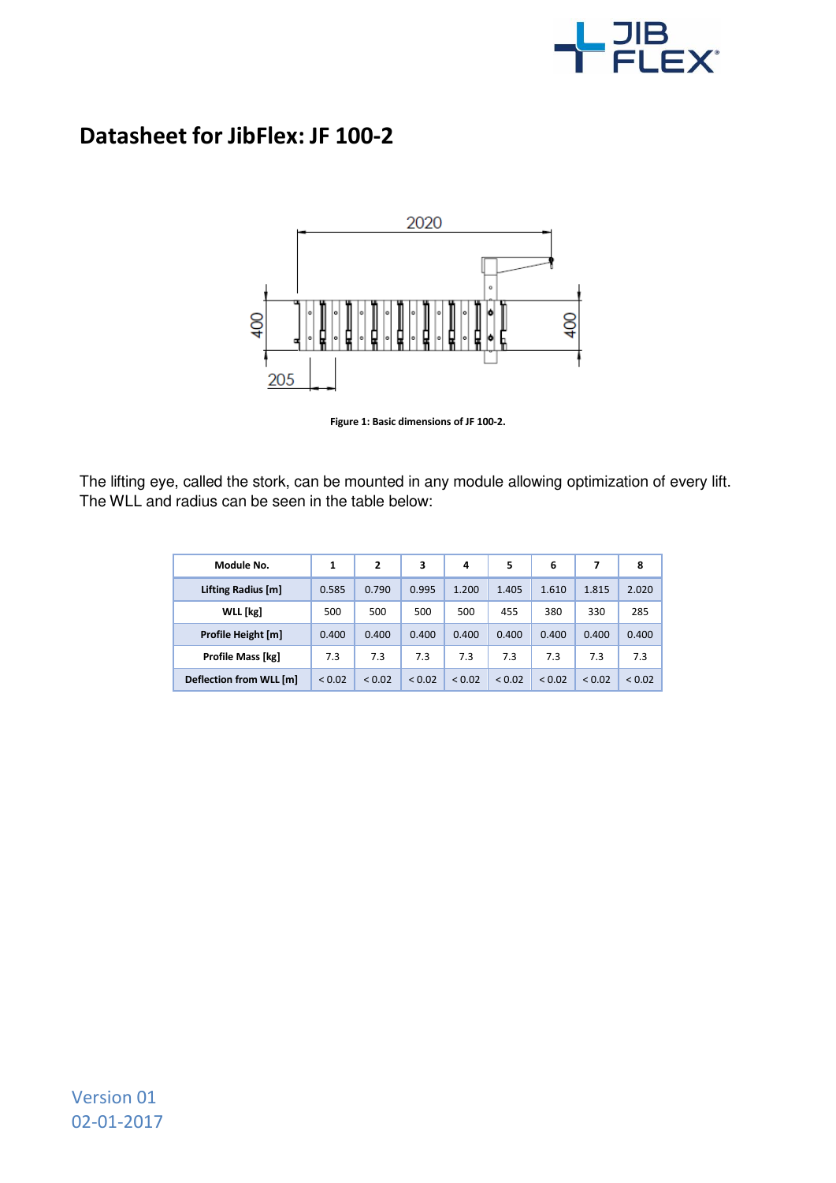# Datasheet for JibFlex: JF 100-2

Figure 1: Basic dimensions of JF 100-2.

The lifting eye, called the stork, can be mounted in any module allowing optimization of every lift. The WLL and radius can be seen in the table below:

| Module No. | 1 | 2 | 3 | 4 | 5 | 6 | 7 | 8 |
|---|---|---|---|---|---|---|---|---|
| Lifting Radius [m] | 0.585 | 0.790 | 0.995 | 1.200 | 1.405 | 1.610 | 1.815 | 2.020 |
| WLL [kg] | 500 | 500 | 500 | 500 | 455 | 380 | 330 | 285 |
| Profile Height [m] | 0.400 | 0.400 | 0.400 | 0.400 | 0.400 | 0.400 | 0.400 | 0.400 |
| Profile Mass [kg] | 7.3 | 7.3 | 7.3 | 7.3 | 7.3 | 7.3 | 7.3 | 7.3 |
| Deflection from WLL [m] | < 0.02 | < 0.02 | < 0.02 | < 0.02 | < 0.02 | < 0.02 | < 0.02 | < 0.02 |

Version 01
02-01-2017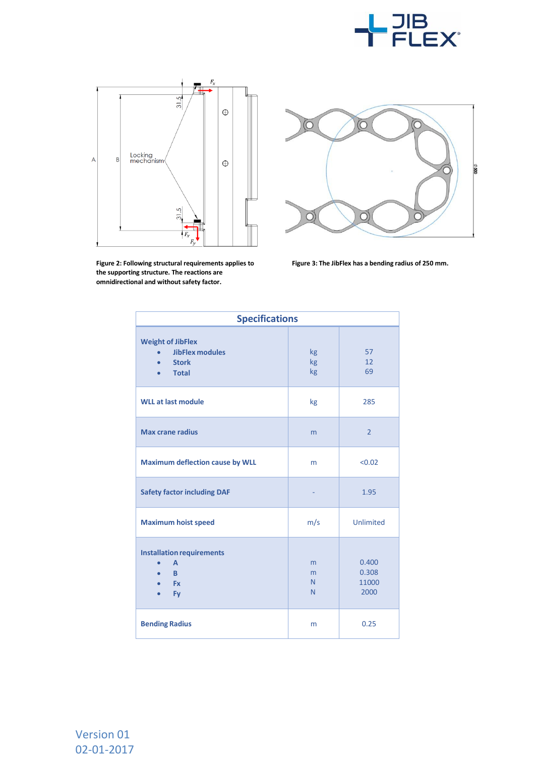Figure 2: Following structural requirements applies to the supporting structure. The reactions are omnidirectional and without safety factor.

Figure 3: The JibFlex has a bending radius of 250 mm.

| Specifications | | |
|---|---|---|
| **Weight of JibFlex**<br>• JibFlex modules<br>• Stork<br>• Total | kg<br>kg<br>kg | 57<br>12<br>69 |
| **WLL at last module** | kg | 285 |
| **Max crane radius** | m | 2 |
| **Maximum deflection cause by WLL** | m | <0.02 |
| **Safety factor including DAF** | - | 1.95 |
| **Maximum hoist speed** | m/s | Unlimited |
| **Installation requirements**<br>• A<br>• B<br>• Fx<br>• Fy | m<br>m<br>N<br>N | 0.400<br>0.308<br>11000<br>2000 |
| **Bending Radius** | m | 0.25 |

Version 01
02-01-2017